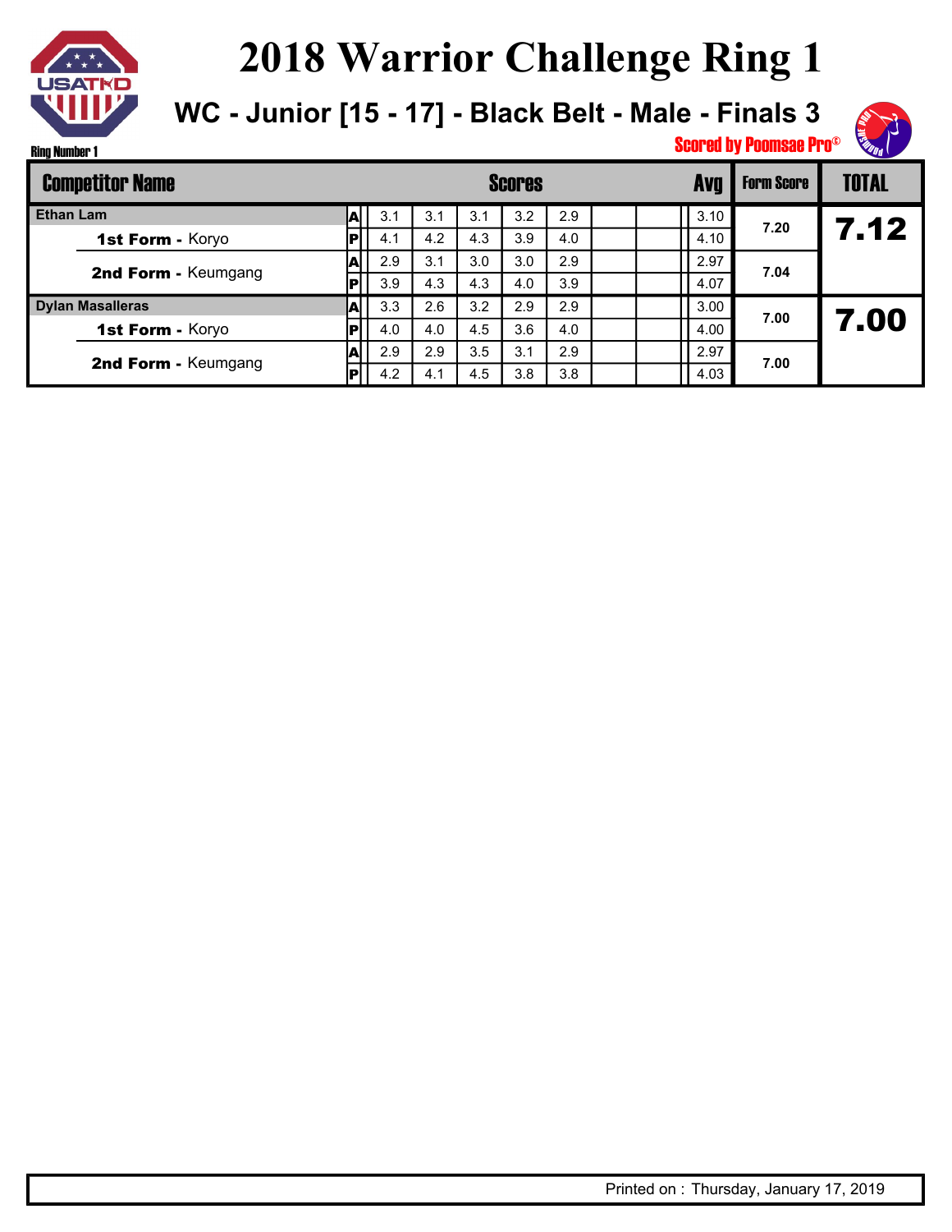# 2018 Warrior Challenge Ring 1

## WC - Junior [15 - 17] - Black Belt - Male - Finals 3

Ring Number 1

Scored by Poomsae Pro©

| Competitor Name | | Scores | | | | | | | Avg | Form Score | TOTAL |
|---|---|---|---|---|---|---|---|---|---|---|---|
| **Ethan Lam** | A | 3.1 | 3.1 | 3.1 | 3.2 | 2.9 | | | 3.10 | 7.20 | **7.12** |
| **1st Form -** Koryo | P | 4.1 | 4.2 | 4.3 | 3.9 | 4.0 | | | 4.10 | | |
| **2nd Form -** Keumgang | A | 2.9 | 3.1 | 3.0 | 3.0 | 2.9 | | | 2.97 | 7.04 | |
| | P | 3.9 | 4.3 | 4.3 | 4.0 | 3.9 | | | 4.07 | | |
| **Dylan Masalleras** | A | 3.3 | 2.6 | 3.2 | 2.9 | 2.9 | | | 3.00 | 7.00 | **7.00** |
| **1st Form -** Koryo | P | 4.0 | 4.0 | 4.5 | 3.6 | 4.0 | | | 4.00 | | |
| **2nd Form -** Keumgang | A | 2.9 | 2.9 | 3.5 | 3.1 | 2.9 | | | 2.97 | 7.00 | |
| | P | 4.2 | 4.1 | 4.5 | 3.8 | 3.8 | | | 4.03 | | |

Printed on : Thursday, January 17, 2019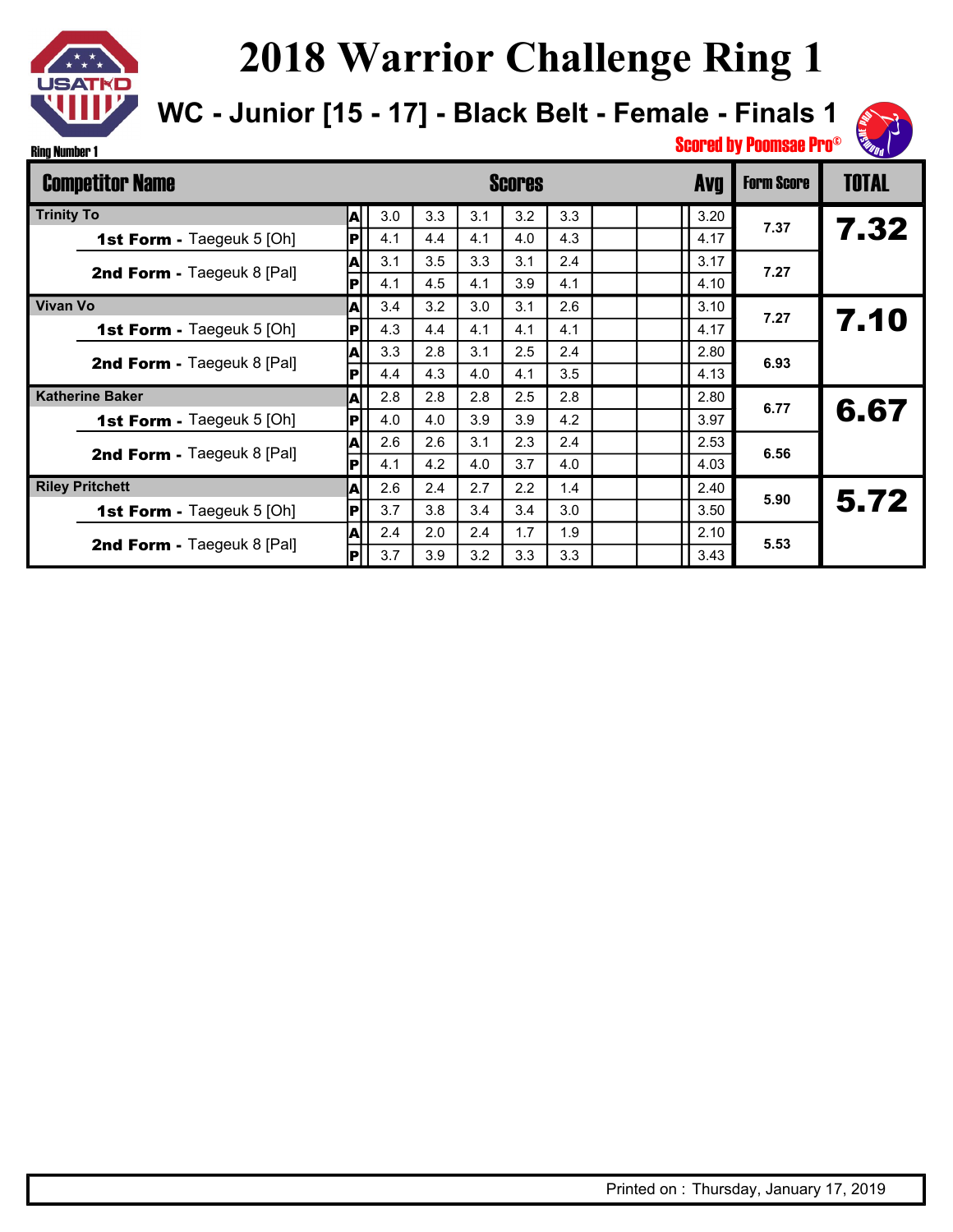# 2018 Warrior Challenge Ring 1

## WC - Junior [15 - 17] - Black Belt - Female - Finals 1

Ring Number 1

Scored by Poomsae Pro©

| Competitor Name | | Scores | | | | | | | Avg | Form Score | TOTAL |
|---|---|---|---|---|---|---|---|---|---|---|---|
| **Trinity To** | A | 3.0 | 3.3 | 3.1 | 3.2 | 3.3 | | | 3.20 | 7.37 | 7.32 |
| **1st Form -** Taegeuk 5 [Oh] | P | 4.1 | 4.4 | 4.1 | 4.0 | 4.3 | | | 4.17 | | |
| **2nd Form -** Taegeuk 8 [Pal] | A | 3.1 | 3.5 | 3.3 | 3.1 | 2.4 | | | 3.17 | 7.27 | |
| | P | 4.1 | 4.5 | 4.1 | 3.9 | 4.1 | | | 4.10 | | |
| **Vivan Vo** | A | 3.4 | 3.2 | 3.0 | 3.1 | 2.6 | | | 3.10 | 7.27 | 7.10 |
| **1st Form -** Taegeuk 5 [Oh] | P | 4.3 | 4.4 | 4.1 | 4.1 | 4.1 | | | 4.17 | | |
| **2nd Form -** Taegeuk 8 [Pal] | A | 3.3 | 2.8 | 3.1 | 2.5 | 2.4 | | | 2.80 | 6.93 | |
| | P | 4.4 | 4.3 | 4.0 | 4.1 | 3.5 | | | 4.13 | | |
| **Katherine Baker** | A | 2.8 | 2.8 | 2.8 | 2.5 | 2.8 | | | 2.80 | 6.77 | 6.67 |
| **1st Form -** Taegeuk 5 [Oh] | P | 4.0 | 4.0 | 3.9 | 3.9 | 4.2 | | | 3.97 | | |
| **2nd Form -** Taegeuk 8 [Pal] | A | 2.6 | 2.6 | 3.1 | 2.3 | 2.4 | | | 2.53 | 6.56 | |
| | P | 4.1 | 4.2 | 4.0 | 3.7 | 4.0 | | | 4.03 | | |
| **Riley Pritchett** | A | 2.6 | 2.4 | 2.7 | 2.2 | 1.4 | | | 2.40 | 5.90 | 5.72 |
| **1st Form -** Taegeuk 5 [Oh] | P | 3.7 | 3.8 | 3.4 | 3.4 | 3.0 | | | 3.50 | | |
| **2nd Form -** Taegeuk 8 [Pal] | A | 2.4 | 2.0 | 2.4 | 1.7 | 1.9 | | | 2.10 | 5.53 | |
| | P | 3.7 | 3.9 | 3.2 | 3.3 | 3.3 | | | 3.43 | | |

Printed on : Thursday, January 17, 2019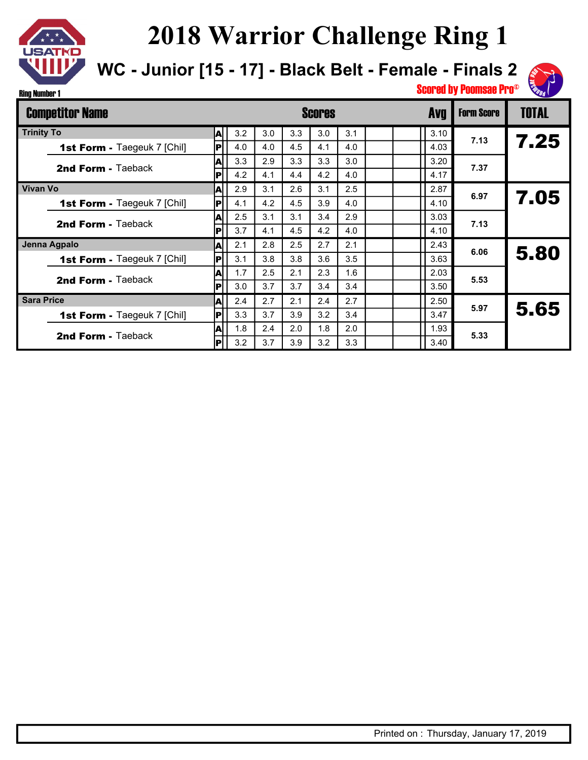# 2018 Warrior Challenge Ring 1

## WC - Junior [15 - 17] - Black Belt - Female - Finals 2

Ring Number 1

Scored by Poomsae Pro©

| Competitor Name | | Scores | | | | | | | Avg | Form Score | TOTAL |
|---|---|---|---|---|---|---|---|---|---|---|---|
| **Trinity To** | A | 3.2 | 3.0 | 3.3 | 3.0 | 3.1 | | | 3.10 | 7.13 | 7.25 |
| **1st Form -** Taegeuk 7 [Chil] | P | 4.0 | 4.0 | 4.5 | 4.1 | 4.0 | | | 4.03 | | |
| **2nd Form -** Taeback | A | 3.3 | 2.9 | 3.3 | 3.3 | 3.0 | | | 3.20 | 7.37 | |
| | P | 4.2 | 4.1 | 4.4 | 4.2 | 4.0 | | | 4.17 | | |
| **Vivan Vo** | A | 2.9 | 3.1 | 2.6 | 3.1 | 2.5 | | | 2.87 | 6.97 | 7.05 |
| **1st Form -** Taegeuk 7 [Chil] | P | 4.1 | 4.2 | 4.5 | 3.9 | 4.0 | | | 4.10 | | |
| **2nd Form -** Taeback | A | 2.5 | 3.1 | 3.1 | 3.4 | 2.9 | | | 3.03 | 7.13 | |
| | P | 3.7 | 4.1 | 4.5 | 4.2 | 4.0 | | | 4.10 | | |
| **Jenna Agpalo** | A | 2.1 | 2.8 | 2.5 | 2.7 | 2.1 | | | 2.43 | 6.06 | 5.80 |
| **1st Form -** Taegeuk 7 [Chil] | P | 3.1 | 3.8 | 3.8 | 3.6 | 3.5 | | | 3.63 | | |
| **2nd Form -** Taeback | A | 1.7 | 2.5 | 2.1 | 2.3 | 1.6 | | | 2.03 | 5.53 | |
| | P | 3.0 | 3.7 | 3.7 | 3.4 | 3.4 | | | 3.50 | | |
| **Sara Price** | A | 2.4 | 2.7 | 2.1 | 2.4 | 2.7 | | | 2.50 | 5.97 | 5.65 |
| **1st Form -** Taegeuk 7 [Chil] | P | 3.3 | 3.7 | 3.9 | 3.2 | 3.4 | | | 3.47 | | |
| **2nd Form -** Taeback | A | 1.8 | 2.4 | 2.0 | 1.8 | 2.0 | | | 1.93 | 5.33 | |
| | P | 3.2 | 3.7 | 3.9 | 3.2 | 3.3 | | | 3.40 | | |

Printed on : Thursday, January 17, 2019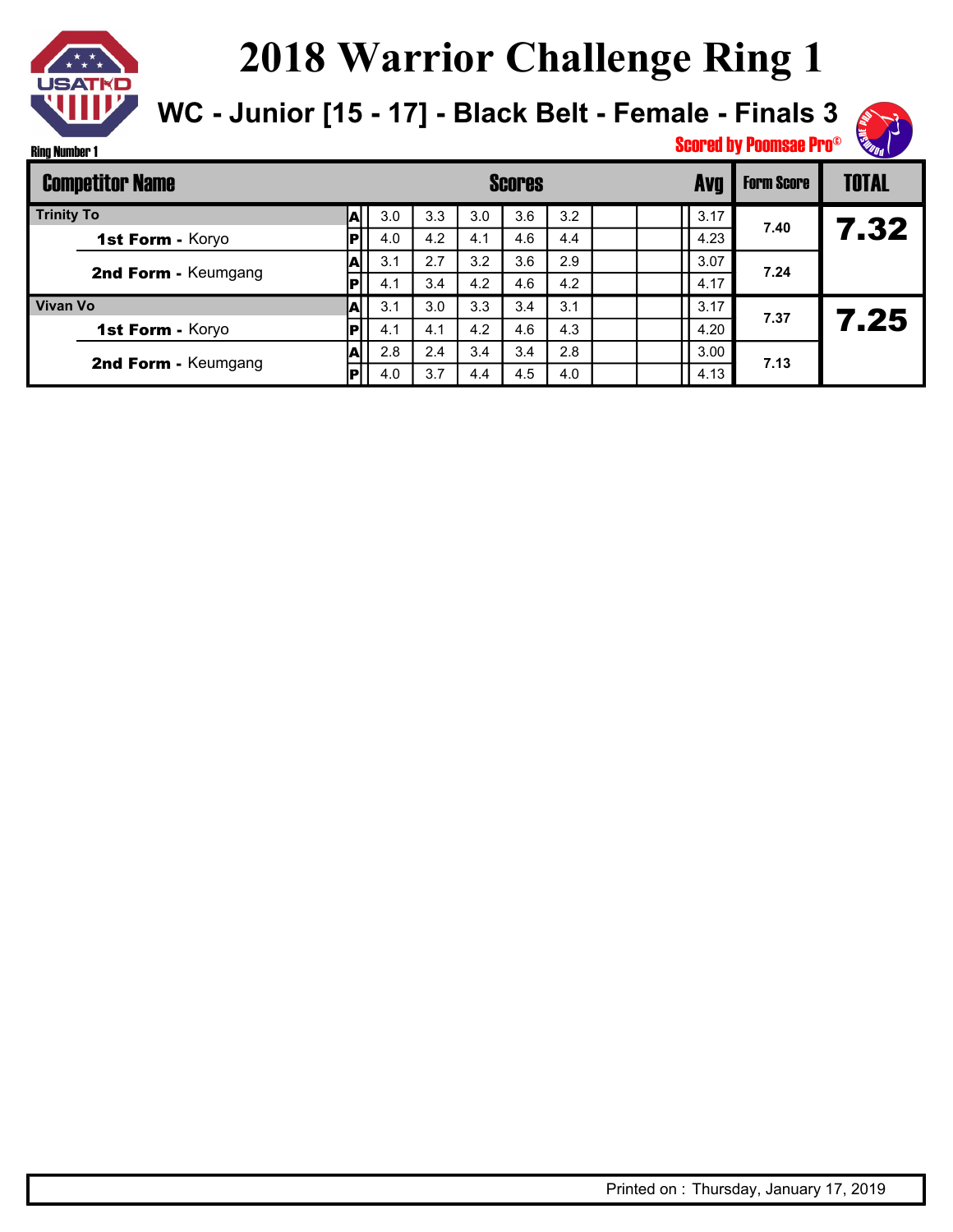# 2018 Warrior Challenge Ring 1

## WC - Junior [15 - 17] - Black Belt - Female - Finals 3

Scored by Poomsae Pro©

Ring Number 1

| Competitor Name | | Scores | | | | | | | Avg | Form Score | TOTAL |
|---|---|---|---|---|---|---|---|---|---|---|---|
| **Trinity To** | A | 3.0 | 3.3 | 3.0 | 3.6 | 3.2 | | | 3.17 | 7.40 | 7.32 |
| **1st Form -** Koryo | P | 4.0 | 4.2 | 4.1 | 4.6 | 4.4 | | | 4.23 | | |
| **2nd Form -** Keumgang | A | 3.1 | 2.7 | 3.2 | 3.6 | 2.9 | | | 3.07 | 7.24 | |
| | P | 4.1 | 3.4 | 4.2 | 4.6 | 4.2 | | | 4.17 | | |
| **Vivan Vo** | A | 3.1 | 3.0 | 3.3 | 3.4 | 3.1 | | | 3.17 | 7.37 | 7.25 |
| **1st Form -** Koryo | P | 4.1 | 4.1 | 4.2 | 4.6 | 4.3 | | | 4.20 | | |
| **2nd Form -** Keumgang | A | 2.8 | 2.4 | 3.4 | 3.4 | 2.8 | | | 3.00 | 7.13 | |
| | P | 4.0 | 3.7 | 4.4 | 4.5 | 4.0 | | | 4.13 | | |

Printed on : Thursday, January 17, 2019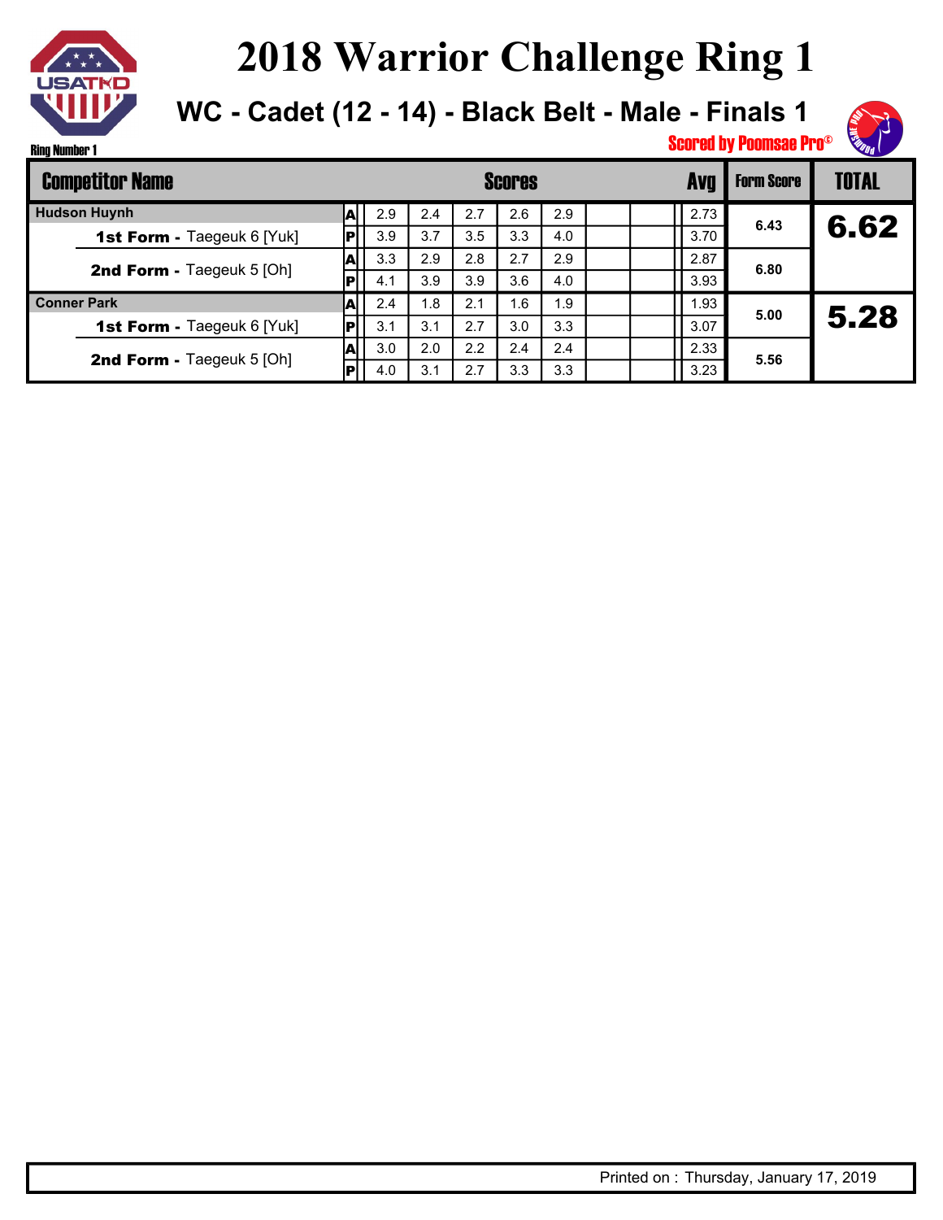# 2018 Warrior Challenge Ring 1

## WC - Cadet (12 - 14) - Black Belt - Male - Finals 1

Ring Number 1

Scored by Poomsae Pro©

| Competitor Name | | Scores | | | | | | | Avg | Form Score | TOTAL |
|---|---|---|---|---|---|---|---|---|---|---|---|
| **Hudson Huynh** | A | 2.9 | 2.4 | 2.7 | 2.6 | 2.9 | | | 2.73 | 6.43 | 6.62 |
| **1st Form -** Taegeuk 6 [Yuk] | P | 3.9 | 3.7 | 3.5 | 3.3 | 4.0 | | | 3.70 | | |
| **2nd Form -** Taegeuk 5 [Oh] | A | 3.3 | 2.9 | 2.8 | 2.7 | 2.9 | | | 2.87 | 6.80 | |
| | P | 4.1 | 3.9 | 3.9 | 3.6 | 4.0 | | | 3.93 | | |
| **Conner Park** | A | 2.4 | 1.8 | 2.1 | 1.6 | 1.9 | | | 1.93 | 5.00 | 5.28 |
| **1st Form -** Taegeuk 6 [Yuk] | P | 3.1 | 3.1 | 2.7 | 3.0 | 3.3 | | | 3.07 | | |
| **2nd Form -** Taegeuk 5 [Oh] | A | 3.0 | 2.0 | 2.2 | 2.4 | 2.4 | | | 2.33 | 5.56 | |
| | P | 4.0 | 3.1 | 2.7 | 3.3 | 3.3 | | | 3.23 | | |

Printed on : Thursday, January 17, 2019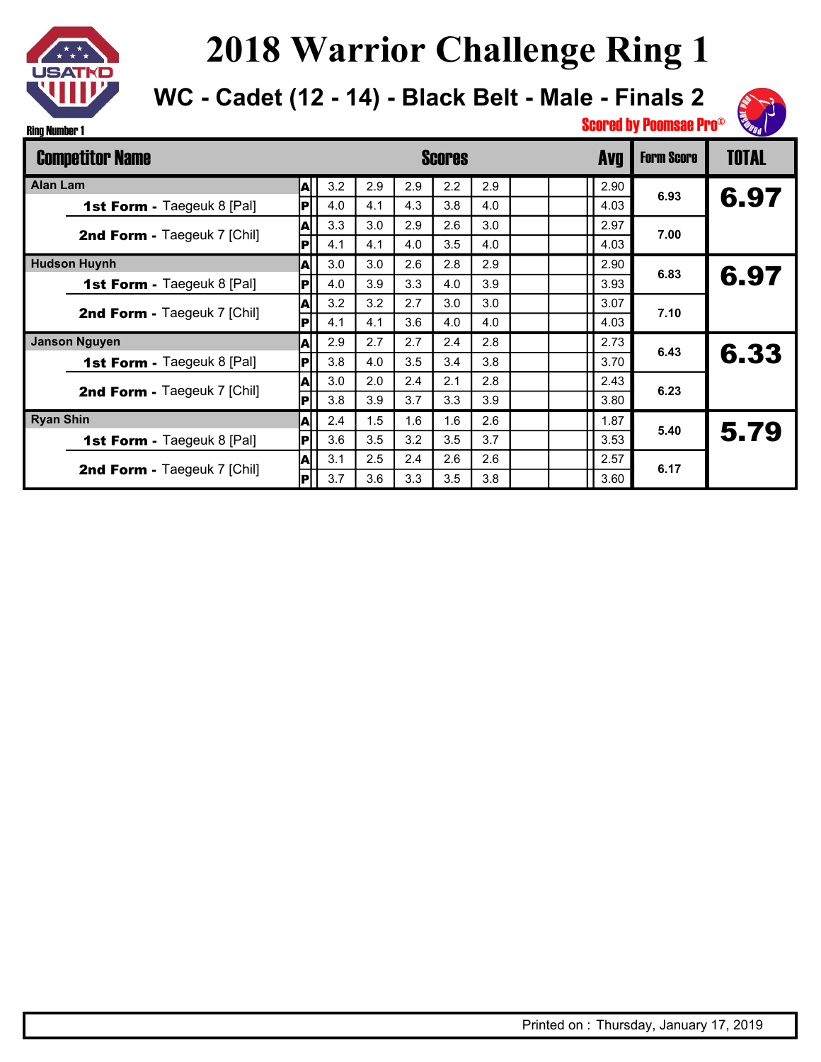# 2018 Warrior Challenge Ring 1

## WC - Cadet (12 - 14) - Black Belt - Male - Finals 2

Ring Number 1

Scored by Poomsae Pro©

| Competitor Name | | Scores | | | | | | | Avg | Form Score | TOTAL |
|---|---|---|---|---|---|---|---|---|---|---|---|
| **Alan Lam** | A | 3.2 | 2.9 | 2.9 | 2.2 | 2.9 | | | 2.90 | 6.93 | 6.97 |
| **1st Form -** Taegeuk 8 [Pal] | P | 4.0 | 4.1 | 4.3 | 3.8 | 4.0 | | | 4.03 | | |
| **2nd Form -** Taegeuk 7 [Chil] | A | 3.3 | 3.0 | 2.9 | 2.6 | 3.0 | | | 2.97 | 7.00 | |
| | P | 4.1 | 4.1 | 4.0 | 3.5 | 4.0 | | | 4.03 | | |
| **Hudson Huynh** | A | 3.0 | 3.0 | 2.6 | 2.8 | 2.9 | | | 2.90 | 6.83 | 6.97 |
| **1st Form -** Taegeuk 8 [Pal] | P | 4.0 | 3.9 | 3.3 | 4.0 | 3.9 | | | 3.93 | | |
| **2nd Form -** Taegeuk 7 [Chil] | A | 3.2 | 3.2 | 2.7 | 3.0 | 3.0 | | | 3.07 | 7.10 | |
| | P | 4.1 | 4.1 | 3.6 | 4.0 | 4.0 | | | 4.03 | | |
| **Janson Nguyen** | A | 2.9 | 2.7 | 2.7 | 2.4 | 2.8 | | | 2.73 | 6.43 | 6.33 |
| **1st Form -** Taegeuk 8 [Pal] | P | 3.8 | 4.0 | 3.5 | 3.4 | 3.8 | | | 3.70 | | |
| **2nd Form -** Taegeuk 7 [Chil] | A | 3.0 | 2.0 | 2.4 | 2.1 | 2.8 | | | 2.43 | 6.23 | |
| | P | 3.8 | 3.9 | 3.7 | 3.3 | 3.9 | | | 3.80 | | |
| **Ryan Shin** | A | 2.4 | 1.5 | 1.6 | 1.6 | 2.6 | | | 1.87 | 5.40 | 5.79 |
| **1st Form -** Taegeuk 8 [Pal] | P | 3.6 | 3.5 | 3.2 | 3.5 | 3.7 | | | 3.53 | | |
| **2nd Form -** Taegeuk 7 [Chil] | A | 3.1 | 2.5 | 2.4 | 2.6 | 2.6 | | | 2.57 | 6.17 | |
| | P | 3.7 | 3.6 | 3.3 | 3.5 | 3.8 | | | 3.60 | | |

Printed on : Thursday, January 17, 2019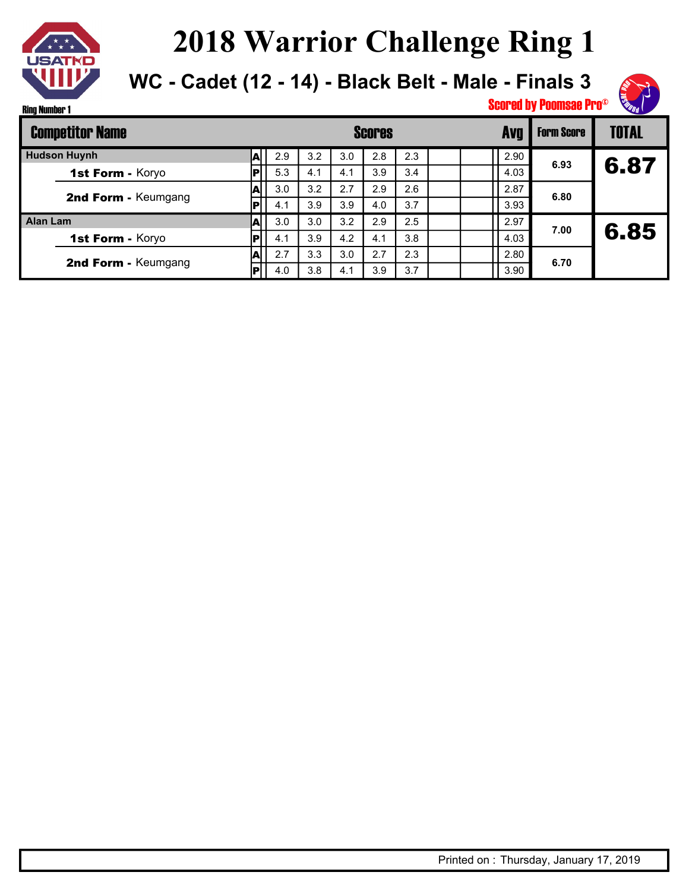# 2018 Warrior Challenge Ring 1

## WC - Cadet (12 - 14) - Black Belt - Male - Finals 3

Ring Number 1

Scored by Poomsae Pro©

| Competitor Name | | Scores | | | | | | | Avg | Form Score | TOTAL |
|---|---|---|---|---|---|---|---|---|---|---|---|
| **Hudson Huynh** | A | 2.9 | 3.2 | 3.0 | 2.8 | 2.3 | | | 2.90 | 6.93 | **6.87** |
| **1st Form -** Koryo | P | 5.3 | 4.1 | 4.1 | 3.9 | 3.4 | | | 4.03 | | |
| **2nd Form -** Keumgang | A | 3.0 | 3.2 | 2.7 | 2.9 | 2.6 | | | 2.87 | 6.80 | |
| | P | 4.1 | 3.9 | 3.9 | 4.0 | 3.7 | | | 3.93 | | |
| **Alan Lam** | A | 3.0 | 3.0 | 3.2 | 2.9 | 2.5 | | | 2.97 | 7.00 | **6.85** |
| **1st Form -** Koryo | P | 4.1 | 3.9 | 4.2 | 4.1 | 3.8 | | | 4.03 | | |
| **2nd Form -** Keumgang | A | 2.7 | 3.3 | 3.0 | 2.7 | 2.3 | | | 2.80 | 6.70 | |
| | P | 4.0 | 3.8 | 4.1 | 3.9 | 3.7 | | | 3.90 | | |

Printed on : Thursday, January 17, 2019